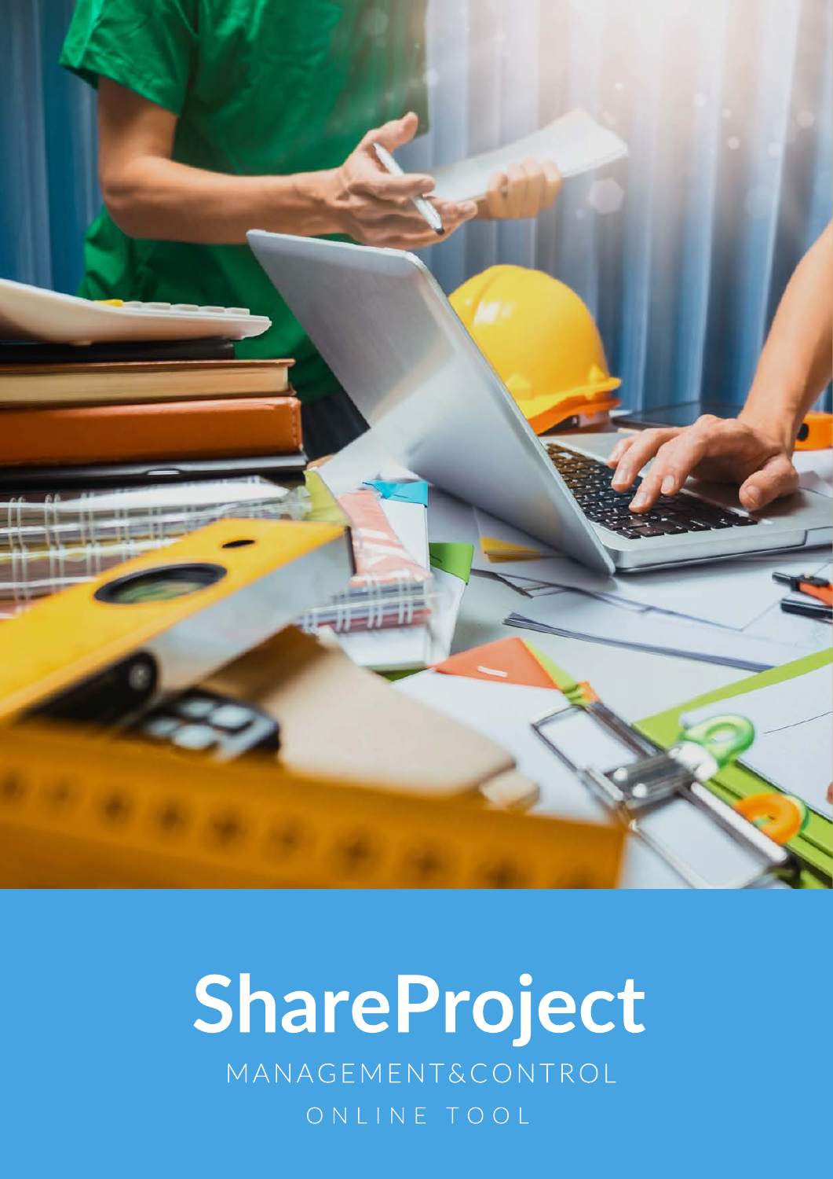# ShareProject

MANAGEMENT&CONTROL

ONLINE TOOL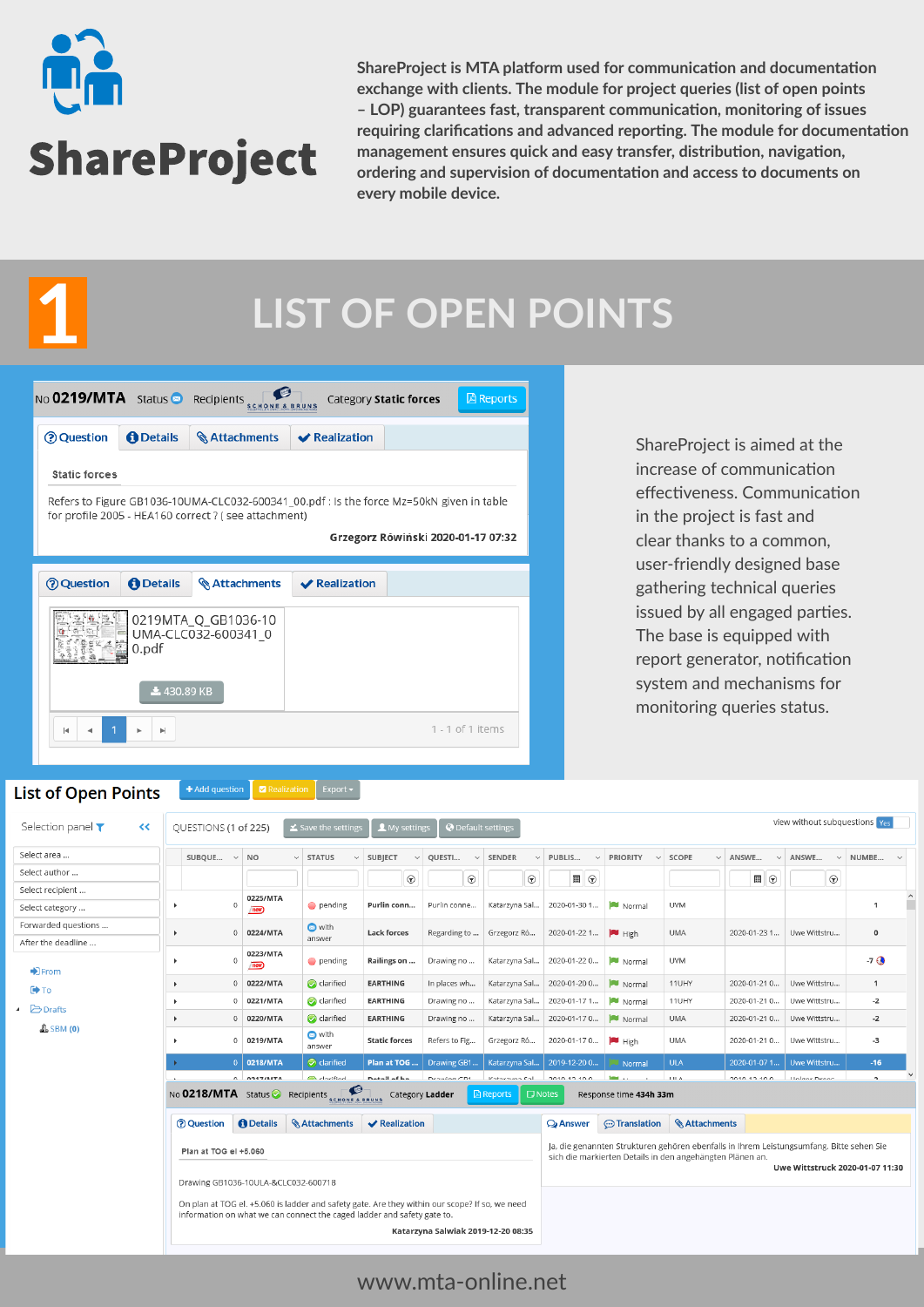# ShareProject

ShareProject is MTA platform used for communication and documentation exchange with clients. The module for project queries (list of open points – LOP) guarantees fast, transparent communication, monitoring of issues requiring clarifications and advanced reporting. The module for documentation management ensures quick and easy transfer, distribution, navigation, ordering and supervision of documentation and access to documents on every mobile device.

## 1 LIST OF OPEN POINTS

ShareProject is aimed at the increase of communication effectiveness. Communication in the project is fast and clear thanks to a common, user-friendly designed base gathering technical queries issued by all engaged parties. The base is equipped with report generator, notification system and mechanisms for monitoring queries status.

www.mta-online.net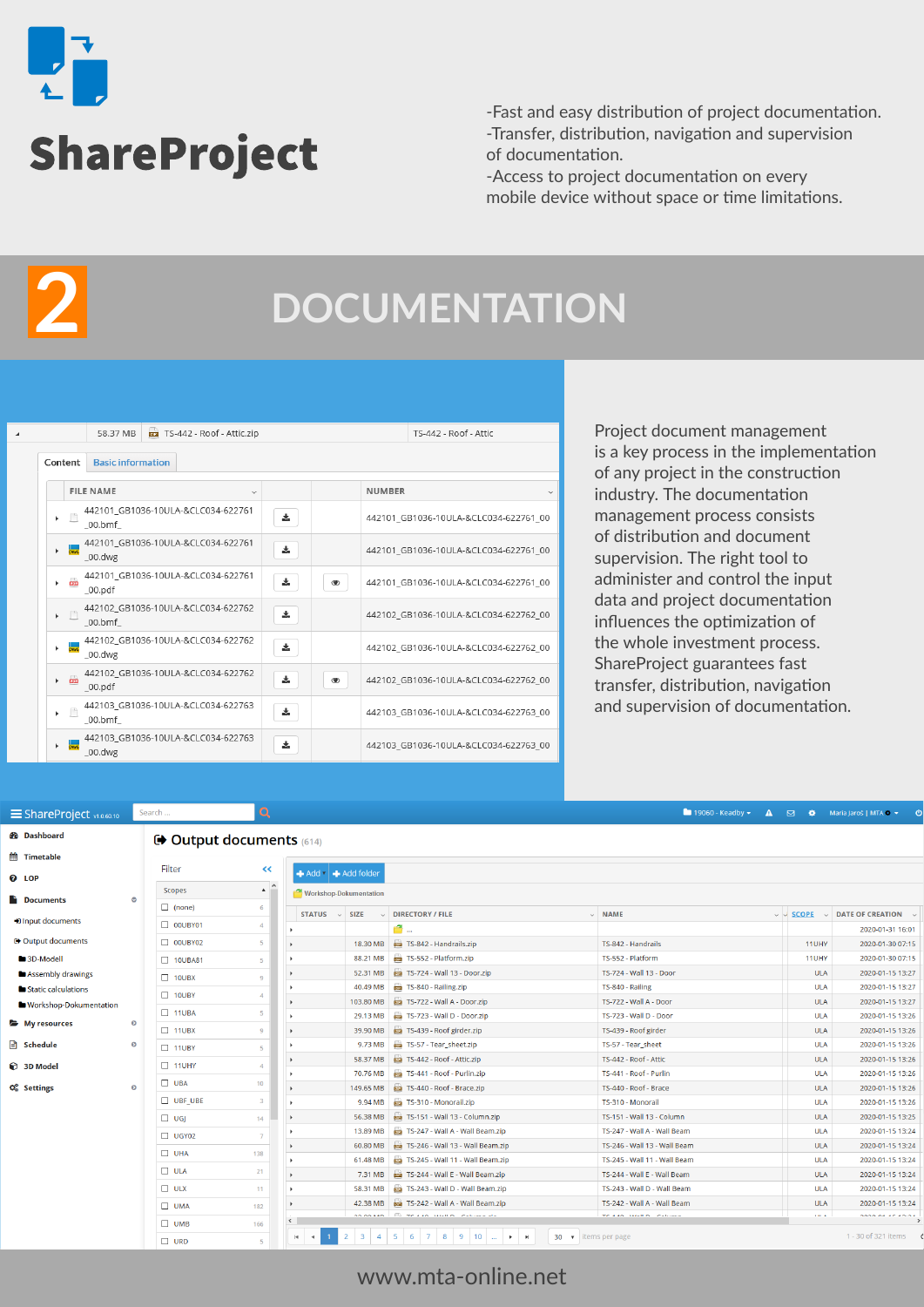# ShareProject

- Fast and easy distribution of project documentation.
- Transfer, distribution, navigation and supervision of documentation.
- Access to project documentation on every mobile device without space or time limitations.

## 2 DOCUMENTATION

Project document management is a key process in the implementation of any project in the construction industry. The documentation management process consists of distribution and document supervision. The right tool to administer and control the input data and project documentation influences the optimization of the whole investment process. ShareProject guarantees fast transfer, distribution, navigation and supervision of documentation.

www.mta-online.net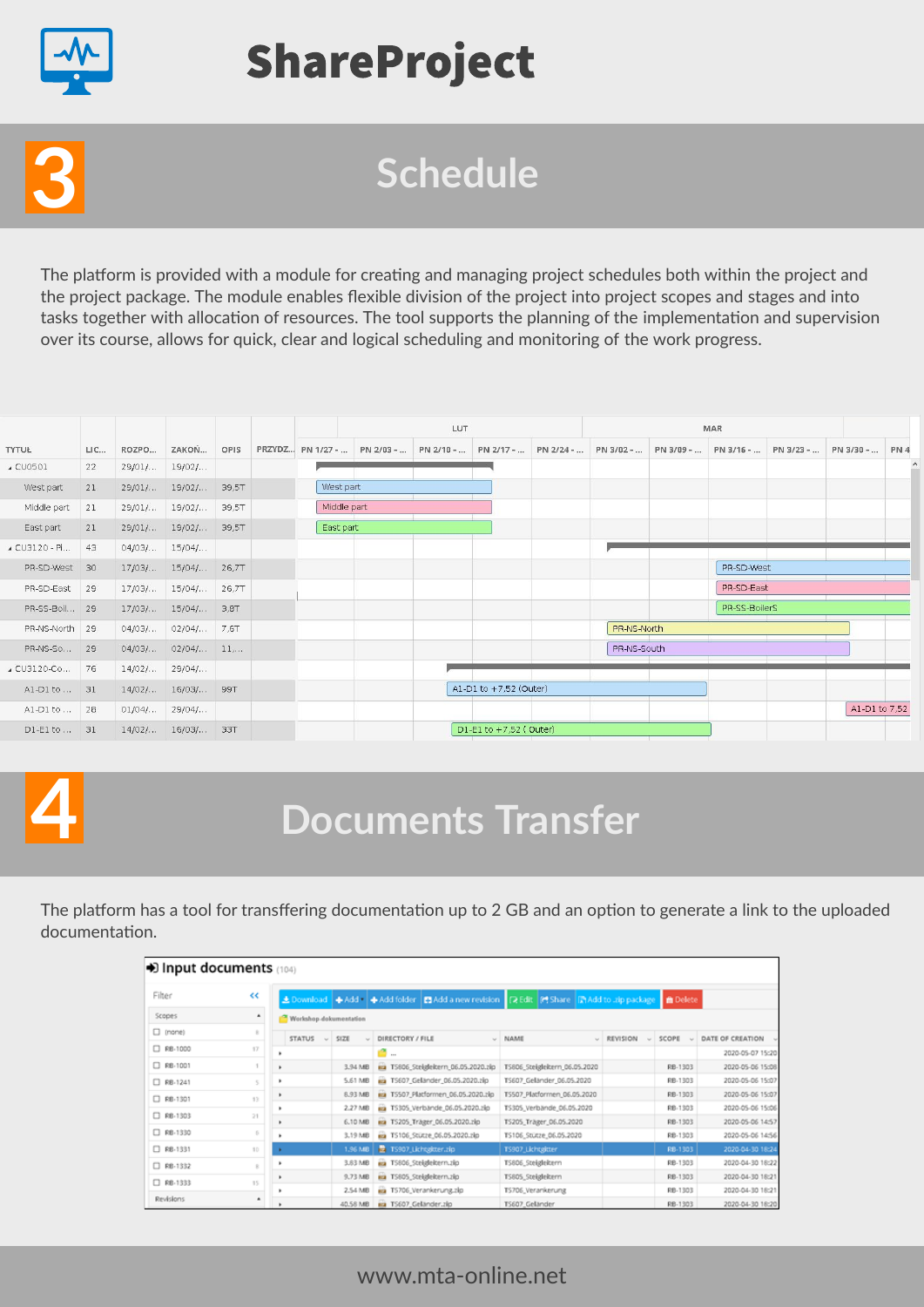# ShareProject

## 3 Schedule

The platform is provided with a module for creating and managing project schedules both within the project and the project package. The module enables flexible division of the project into project scopes and stages and into tasks together with allocation of resources. The tool supports the planning of the implementation and supervision over its course, allows for quick, clear and logical scheduling and monitoring of the work progress.

## 4 Documents Transfer

The platform has a tool for transffering documentation up to 2 GB and an option to generate a link to the uploaded documentation.

www.mta-online.net